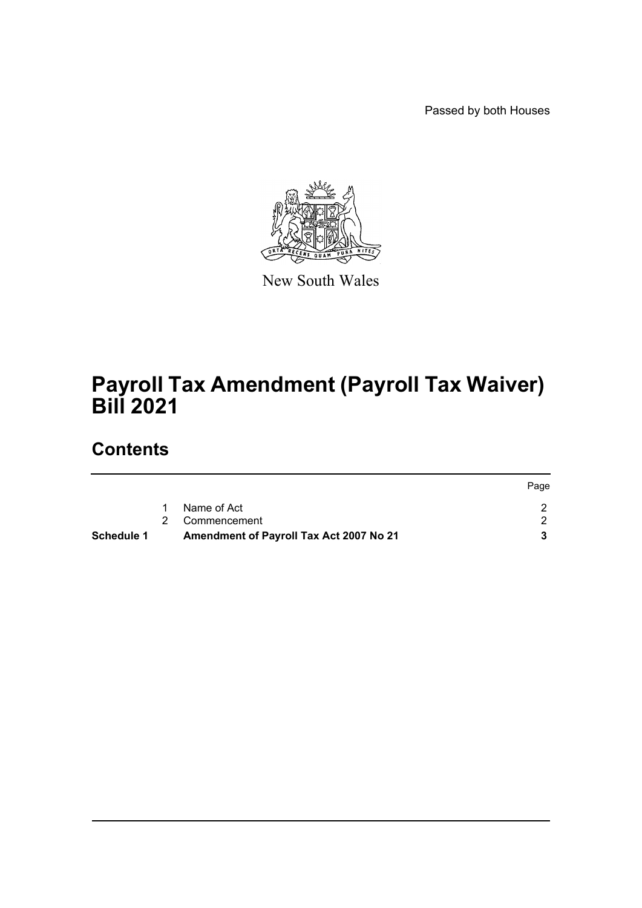Passed by both Houses

New South Wales

# Payroll Tax Amendment (Payroll Tax Waiver) Bill 2021

## Contents

| | | | Page |
|---|---|---|---|
| | 1 | Name of Act | 2 |
| | 2 | Commencement | 2 |
| **Schedule 1** | | **Amendment of Payroll Tax Act 2007 No 21** | **3** |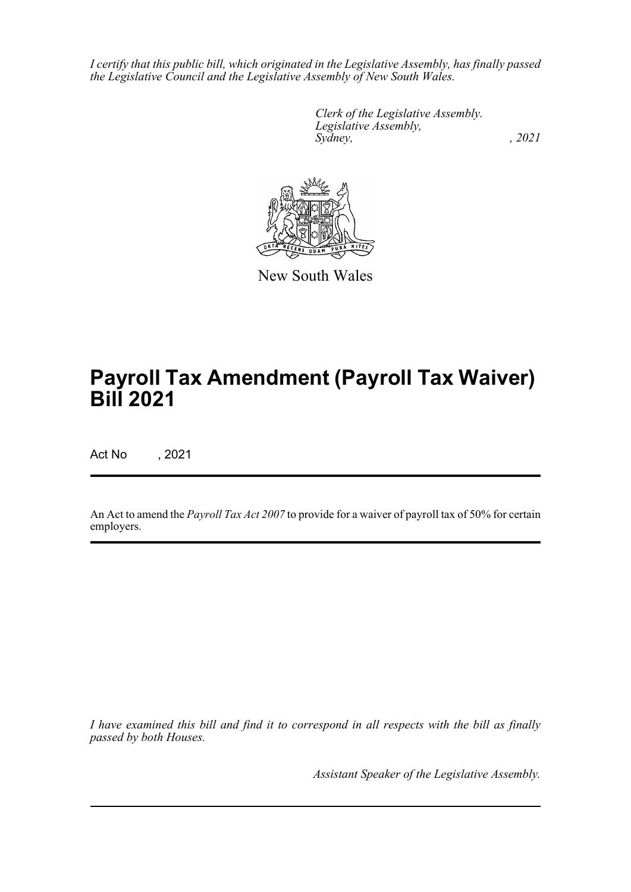*I certify that this public bill, which originated in the Legislative Assembly, has finally passed the Legislative Council and the Legislative Assembly of New South Wales.*

*Clerk of the Legislative Assembly.*
*Legislative Assembly,*
*Sydney, , 2021*

New South Wales

# Payroll Tax Amendment (Payroll Tax Waiver) Bill 2021

Act No , 2021

An Act to amend the *Payroll Tax Act 2007* to provide for a waiver of payroll tax of 50% for certain employers.

*I have examined this bill and find it to correspond in all respects with the bill as finally passed by both Houses.*

*Assistant Speaker of the Legislative Assembly.*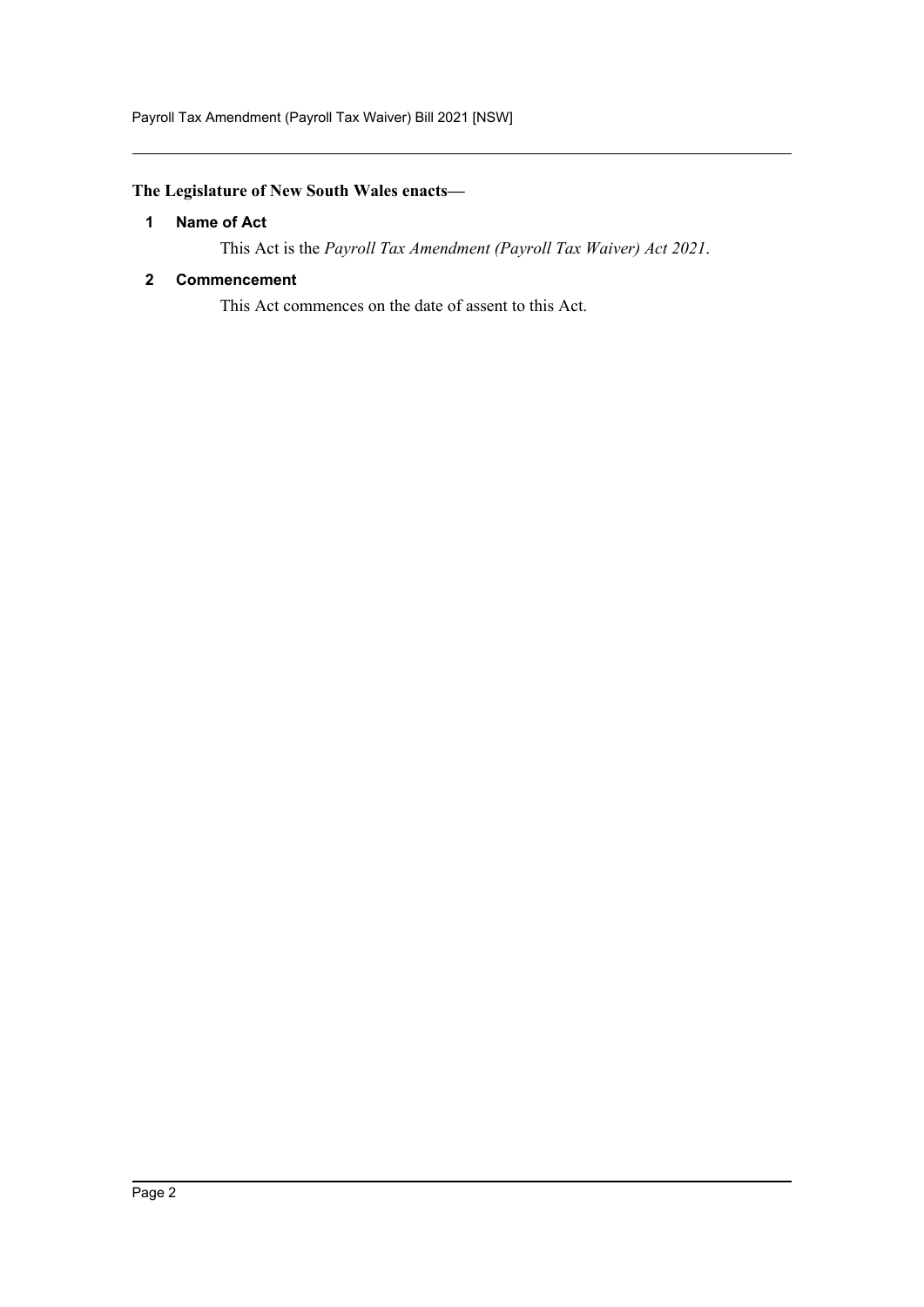**The Legislature of New South Wales enacts—**

### 1 Name of Act

This Act is the *Payroll Tax Amendment (Payroll Tax Waiver) Act 2021*.

### 2 Commencement

This Act commences on the date of assent to this Act.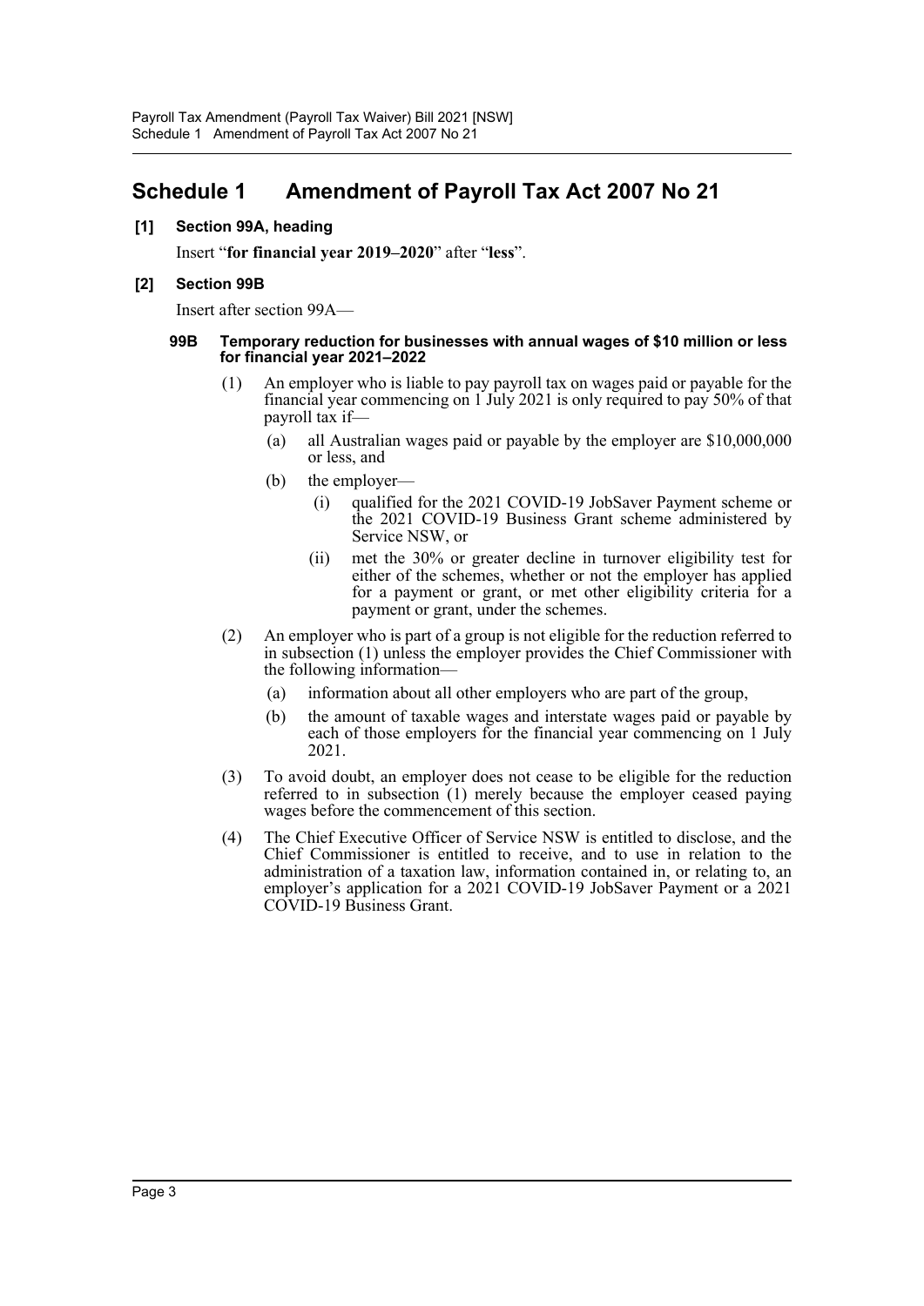# Schedule 1 Amendment of Payroll Tax Act 2007 No 21

**[1] Section 99A, heading**

Insert "**for financial year 2019–2020**" after "**less**".

**[2] Section 99B**

Insert after section 99A—

**99B Temporary reduction for businesses with annual wages of $10 million or less for financial year 2021–2022**

(1) An employer who is liable to pay payroll tax on wages paid or payable for the financial year commencing on 1 July 2021 is only required to pay 50% of that payroll tax if—

(a) all Australian wages paid or payable by the employer are $10,000,000 or less, and

(b) the employer—

(i) qualified for the 2021 COVID-19 JobSaver Payment scheme or the 2021 COVID-19 Business Grant scheme administered by Service NSW, or

(ii) met the 30% or greater decline in turnover eligibility test for either of the schemes, whether or not the employer has applied for a payment or grant, or met other eligibility criteria for a payment or grant, under the schemes.

(2) An employer who is part of a group is not eligible for the reduction referred to in subsection (1) unless the employer provides the Chief Commissioner with the following information—

(a) information about all other employers who are part of the group,

(b) the amount of taxable wages and interstate wages paid or payable by each of those employers for the financial year commencing on 1 July 2021.

(3) To avoid doubt, an employer does not cease to be eligible for the reduction referred to in subsection (1) merely because the employer ceased paying wages before the commencement of this section.

(4) The Chief Executive Officer of Service NSW is entitled to disclose, and the Chief Commissioner is entitled to receive, and to use in relation to the administration of a taxation law, information contained in, or relating to, an employer's application for a 2021 COVID-19 JobSaver Payment or a 2021 COVID-19 Business Grant.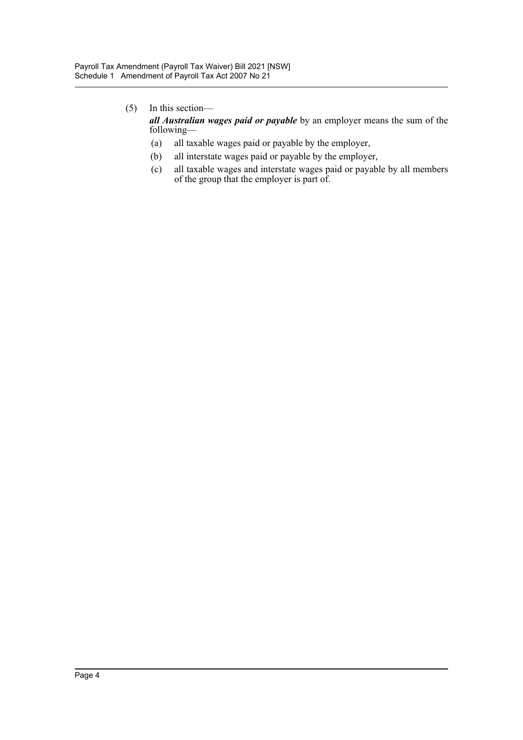(5) In this section—

***all Australian wages paid or payable*** by an employer means the sum of the following—

(a) all taxable wages paid or payable by the employer,

(b) all interstate wages paid or payable by the employer,

(c) all taxable wages and interstate wages paid or payable by all members of the group that the employer is part of.